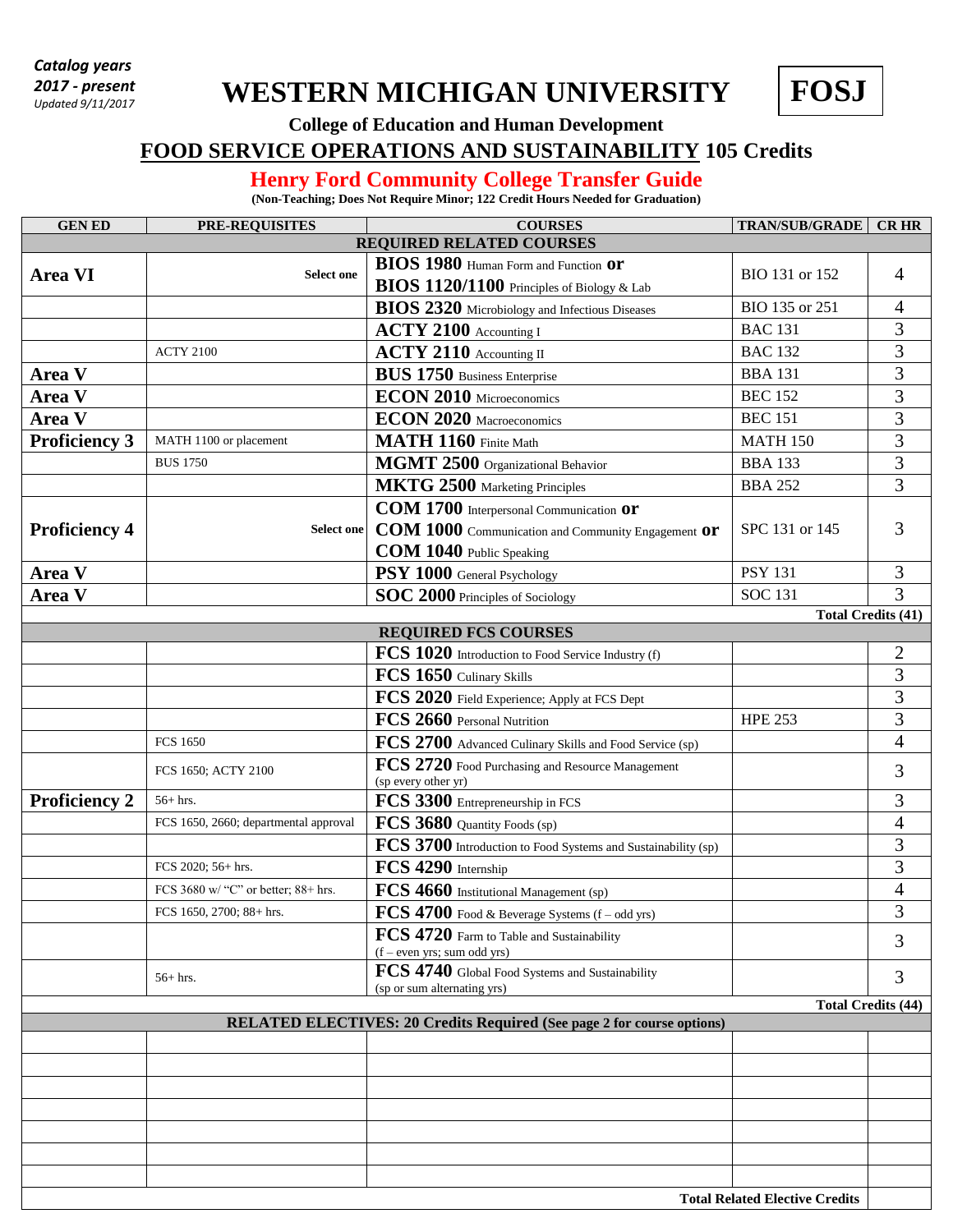*Catalog years 2017 - present*
*Updated 9/11/2017*

# WESTERN MICHIGAN UNIVERSITY

**FOSJ**

**College of Education and Human Development**

## FOOD SERVICE OPERATIONS AND SUSTAINABILITY 105 Credits

## Henry Ford Community College Transfer Guide

**(Non-Teaching; Does Not Require Minor; 122 Credit Hours Needed for Graduation)**

| GEN ED | PRE-REQUISITES | COURSES | TRAN/SUB/GRADE | CR HR |
|---|---|---|---|---|
| **REQUIRED RELATED COURSES** | | | | |
| **Area VI** | **Select one** | **BIOS 1980** Human Form and Function **or** **BIOS 1120/1100** Principles of Biology & Lab | BIO 131 or 152 | 4 |
| | | **BIOS 2320** Microbiology and Infectious Diseases | BIO 135 or 251 | 4 |
| | | **ACTY 2100** Accounting I | BAC 131 | 3 |
| | ACTY 2100 | **ACTY 2110** Accounting II | BAC 132 | 3 |
| **Area V** | | **BUS 1750** Business Enterprise | BBA 131 | 3 |
| **Area V** | | **ECON 2010** Microeconomics | BEC 152 | 3 |
| **Area V** | | **ECON 2020** Macroeconomics | BEC 151 | 3 |
| **Proficiency 3** | MATH 1100 or placement | **MATH 1160** Finite Math | MATH 150 | 3 |
| | BUS 1750 | **MGMT 2500** Organizational Behavior | BBA 133 | 3 |
| | | **MKTG 2500** Marketing Principles | BBA 252 | 3 |
| **Proficiency 4** | **Select one** | **COM 1700** Interpersonal Communication **or** **COM 1000** Communication and Community Engagement **or** **COM 1040** Public Speaking | SPC 131 or 145 | 3 |
| **Area V** | | **PSY 1000** General Psychology | PSY 131 | 3 |
| **Area V** | | **SOC 2000** Principles of Sociology | SOC 131 | 3 |
| | | | | **Total Credits (41)** |
| **REQUIRED FCS COURSES** | | | | |
| | | **FCS 1020** Introduction to Food Service Industry (f) | | 2 |
| | | **FCS 1650** Culinary Skills | | 3 |
| | | **FCS 2020** Field Experience; Apply at FCS Dept | | 3 |
| | | **FCS 2660** Personal Nutrition | HPE 253 | 3 |
| | FCS 1650 | **FCS 2700** Advanced Culinary Skills and Food Service (sp) | | 4 |
| | FCS 1650; ACTY 2100 | **FCS 2720** Food Purchasing and Resource Management (sp every other yr) | | 3 |
| **Proficiency 2** | 56+ hrs. | **FCS 3300** Entrepreneurship in FCS | | 3 |
| | FCS 1650, 2660; departmental approval | **FCS 3680** Quantity Foods (sp) | | 4 |
| | | **FCS 3700** Introduction to Food Systems and Sustainability (sp) | | 3 |
| | FCS 2020; 56+ hrs. | **FCS 4290** Internship | | 3 |
| | FCS 3680 w/ "C" or better; 88+ hrs. | **FCS 4660** Institutional Management (sp) | | 4 |
| | FCS 1650, 2700; 88+ hrs. | **FCS 4700** Food & Beverage Systems (f – odd yrs) | | 3 |
| | | **FCS 4720** Farm to Table and Sustainability (f – even yrs; sum odd yrs) | | 3 |
| | 56+ hrs. | **FCS 4740** Global Food Systems and Sustainability (sp or sum alternating yrs) | | 3 |
| | | | | **Total Credits (44)** |
| **RELATED ELECTIVES: 20 Credits Required (See page 2 for course options)** | | | | |
| | | | | |
| | | | | |
| | | | | |
| | | | | |
| | | | | |
| | | | | |
| | | | | |
| | | | **Total Related Elective Credits** | |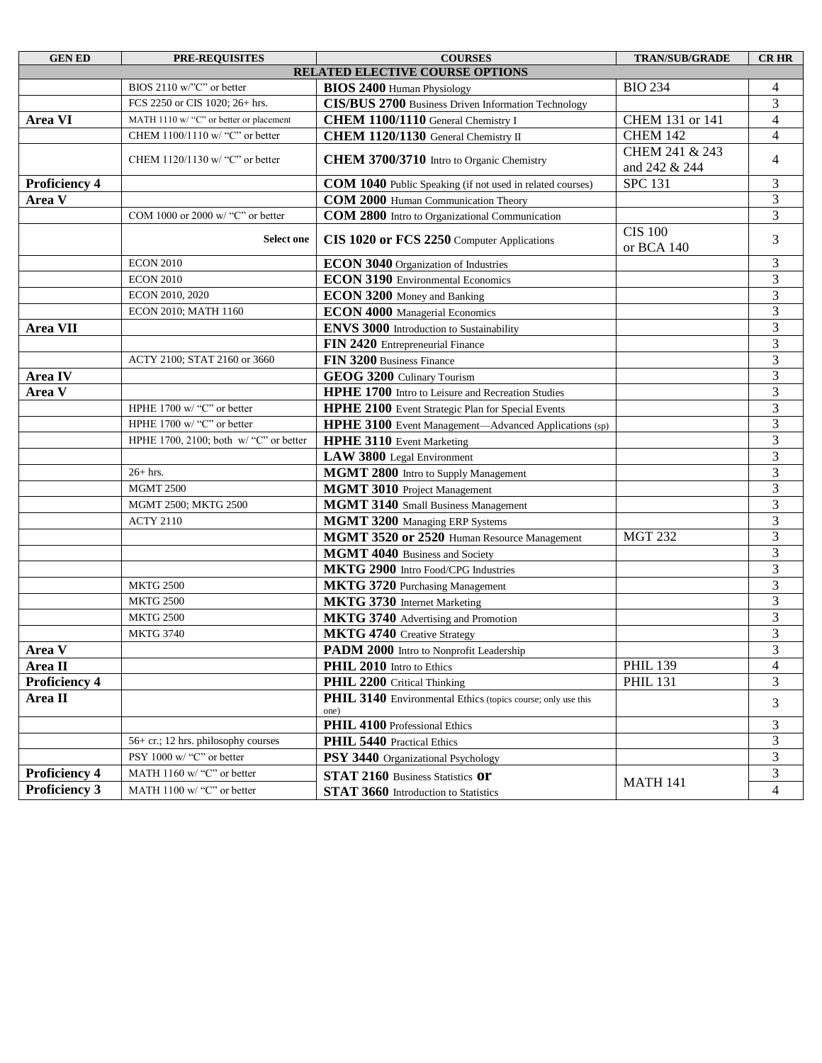| GEN ED | PRE-REQUISITES | COURSES | TRAN/SUB/GRADE | CR HR |
|---|---|---|---|---|
| **RELATED ELECTIVE COURSE OPTIONS** | | | | |
| | BIOS 2110 w/"C" or better | **BIOS 2400** Human Physiology | BIO 234 | 4 |
| | FCS 2250 or CIS 1020; 26+ hrs. | **CIS/BUS 2700** Business Driven Information Technology | | 3 |
| **Area VI** | MATH 1110 w/ "C" or better or placement | **CHEM 1100/1110** General Chemistry I | CHEM 131 or 141 | 4 |
| | CHEM 1100/1110 w/ "C" or better | **CHEM 1120/1130** General Chemistry II | CHEM 142 | 4 |
| | CHEM 1120/1130 w/ "C" or better | **CHEM 3700/3710** Intro to Organic Chemistry | CHEM 241 & 243 and 242 & 244 | 4 |
| **Proficiency 4** | | **COM 1040** Public Speaking (if not used in related courses) | SPC 131 | 3 |
| **Area V** | | **COM 2000** Human Communication Theory | | 3 |
| | COM 1000 or 2000 w/ "C" or better | **COM 2800** Intro to Organizational Communication | | 3 |
| | **Select one** | **CIS 1020 or FCS 2250** Computer Applications | CIS 100 or BCA 140 | 3 |
| | ECON 2010 | **ECON 3040** Organization of Industries | | 3 |
| | ECON 2010 | **ECON 3190** Environmental Economics | | 3 |
| | ECON 2010, 2020 | **ECON 3200** Money and Banking | | 3 |
| | ECON 2010; MATH 1160 | **ECON 4000** Managerial Economics | | 3 |
| **Area VII** | | **ENVS 3000** Introduction to Sustainability | | 3 |
| | | **FIN 2420** Entrepreneurial Finance | | 3 |
| | ACTY 2100; STAT 2160 or 3660 | **FIN 3200** Business Finance | | 3 |
| **Area IV** | | **GEOG 3200** Culinary Tourism | | 3 |
| **Area V** | | **HPHE 1700** Intro to Leisure and Recreation Studies | | 3 |
| | HPHE 1700 w/ "C" or better | **HPHE 2100** Event Strategic Plan for Special Events | | 3 |
| | HPHE 1700 w/ "C" or better | **HPHE 3100** Event Management—Advanced Applications (sp) | | 3 |
| | HPHE 1700, 2100; both w/ "C" or better | **HPHE 3110** Event Marketing | | 3 |
| | | **LAW 3800** Legal Environment | | 3 |
| | 26+ hrs. | **MGMT 2800** Intro to Supply Management | | 3 |
| | MGMT 2500 | **MGMT 3010** Project Management | | 3 |
| | MGMT 2500; MKTG 2500 | **MGMT 3140** Small Business Management | | 3 |
| | ACTY 2110 | **MGMT 3200** Managing ERP Systems | | 3 |
| | | **MGMT 3520 or 2520** Human Resource Management | MGT 232 | 3 |
| | | **MGMT 4040** Business and Society | | 3 |
| | | **MKTG 2900** Intro Food/CPG Industries | | 3 |
| | MKTG 2500 | **MKTG 3720** Purchasing Management | | 3 |
| | MKTG 2500 | **MKTG 3730** Internet Marketing | | 3 |
| | MKTG 2500 | **MKTG 3740** Advertising and Promotion | | 3 |
| | MKTG 3740 | **MKTG 4740** Creative Strategy | | 3 |
| **Area V** | | **PADM 2000** Intro to Nonprofit Leadership | | 3 |
| **Area II** | | **PHIL 2010** Intro to Ethics | PHIL 139 | 4 |
| **Proficiency 4** | | **PHIL 2200** Critical Thinking | PHIL 131 | 3 |
| **Area II** | | **PHIL 3140** Environmental Ethics (topics course; only use this one) | | 3 |
| | | **PHIL 4100** Professional Ethics | | 3 |
| | 56+ cr.; 12 hrs. philosophy courses | **PHIL 5440** Practical Ethics | | 3 |
| | PSY 1000 w/ "C" or better | **PSY 3440** Organizational Psychology | | 3 |
| **Proficiency 4** | MATH 1160 w/ "C" or better | **STAT 2160** Business Statistics **or** | MATH 141 | 3 |
| **Proficiency 3** | MATH 1100 w/ "C" or better | **STAT 3660** Introduction to Statistics | | 4 |